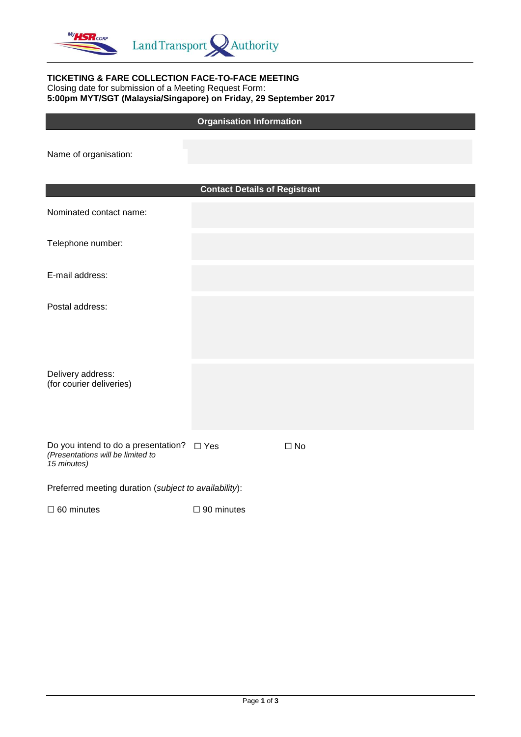**TICKETING & FARE COLLECTION FACE-TO-FACE MEETING**
Closing date for submission of a Meeting Request Form:
**5:00pm MYT/SGT (Malaysia/Singapore) on Friday, 29 September 2017**

## Organisation Information

| | |
|---|---|
| Name of organisation: | |

## Contact Details of Registrant

| | |
|---|---|
| Nominated contact name: | |
| Telephone number: | |
| E-mail address: | |
| Postal address: | |
| Delivery address: (for courier deliveries) | |

Do you intend to do a presentation? ☐ Yes ☐ No
*(Presentations will be limited to 15 minutes)*

Preferred meeting duration (*subject to availability*):

☐ 60 minutes ☐ 90 minutes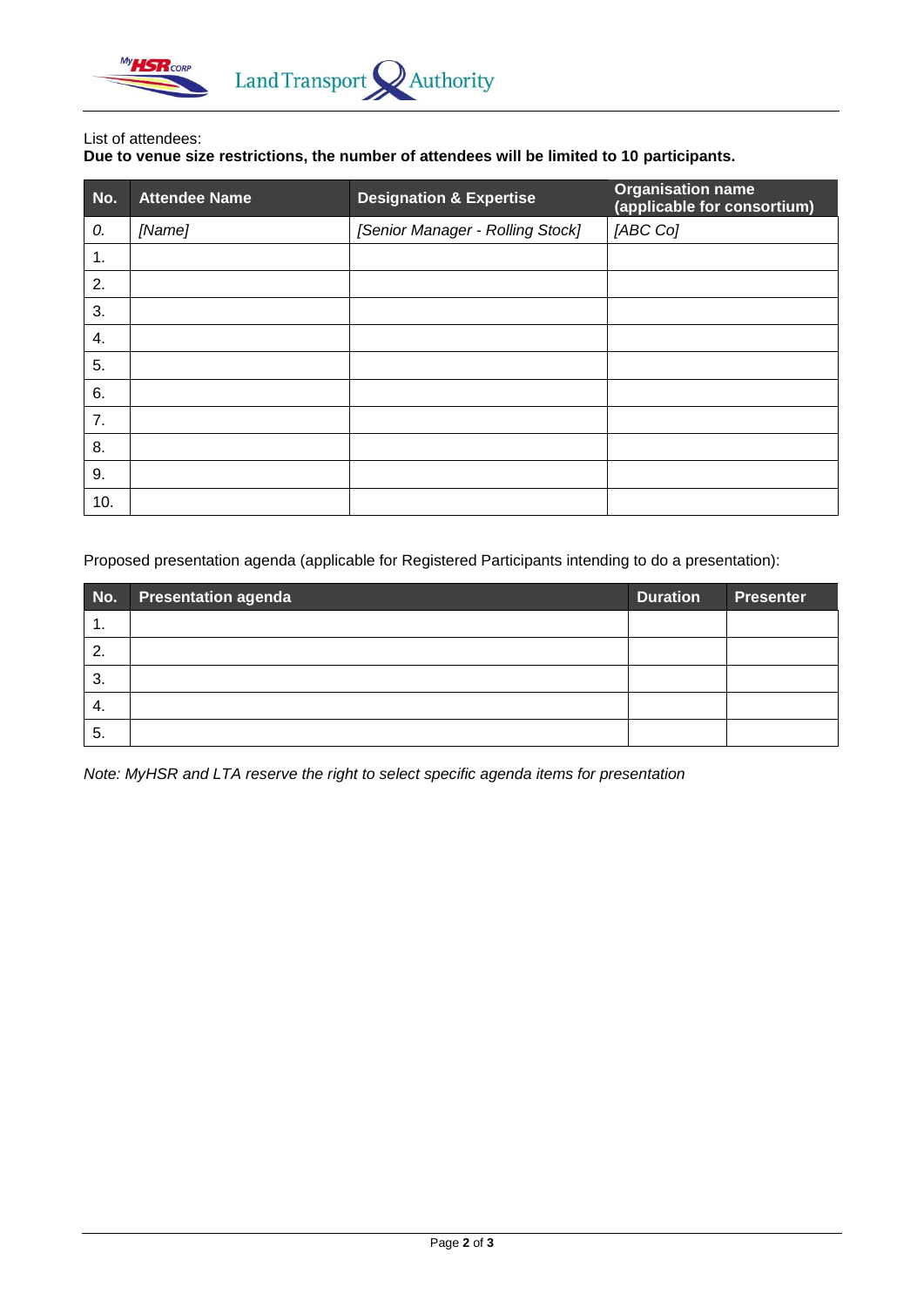List of attendees:

**Due to venue size restrictions, the number of attendees will be limited to 10 participants.**

| No. | Attendee Name | Designation & Expertise | Organisation name (applicable for consortium) |
|---|---|---|---|
| *0.* | *[Name]* | *[Senior Manager - Rolling Stock]* | *[ABC Co]* |
| 1. | | | |
| 2. | | | |
| 3. | | | |
| 4. | | | |
| 5. | | | |
| 6. | | | |
| 7. | | | |
| 8. | | | |
| 9. | | | |
| 10. | | | |

Proposed presentation agenda (applicable for Registered Participants intending to do a presentation):

| No. | Presentation agenda | Duration | Presenter |
|---|---|---|---|
| 1. | | | |
| 2. | | | |
| 3. | | | |
| 4. | | | |
| 5. | | | |

*Note: MyHSR and LTA reserve the right to select specific agenda items for presentation*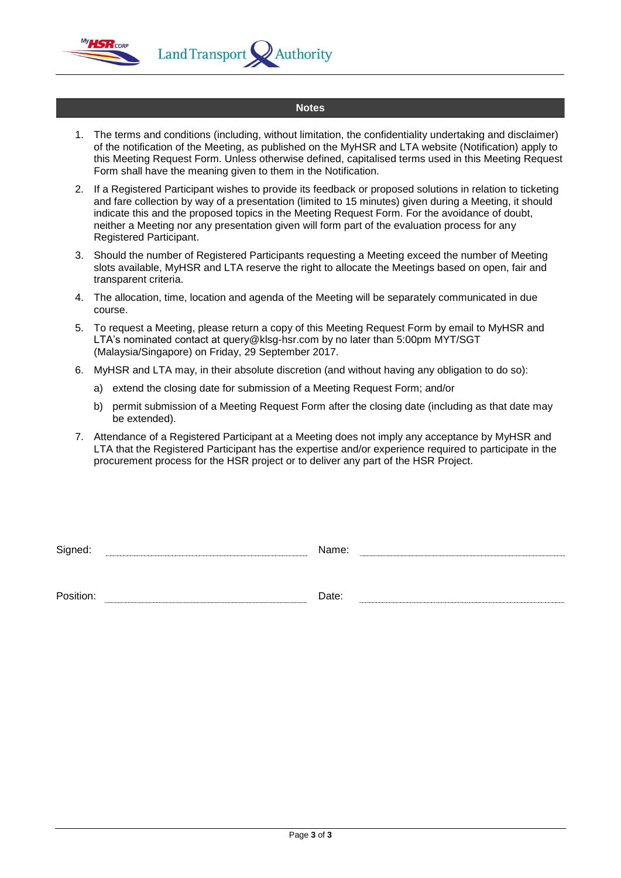## Notes

1. The terms and conditions (including, without limitation, the confidentiality undertaking and disclaimer) of the notification of the Meeting, as published on the MyHSR and LTA website (Notification) apply to this Meeting Request Form. Unless otherwise defined, capitalised terms used in this Meeting Request Form shall have the meaning given to them in the Notification.
2. If a Registered Participant wishes to provide its feedback or proposed solutions in relation to ticketing and fare collection by way of a presentation (limited to 15 minutes) given during a Meeting, it should indicate this and the proposed topics in the Meeting Request Form. For the avoidance of doubt, neither a Meeting nor any presentation given will form part of the evaluation process for any Registered Participant.
3. Should the number of Registered Participants requesting a Meeting exceed the number of Meeting slots available, MyHSR and LTA reserve the right to allocate the Meetings based on open, fair and transparent criteria.
4. The allocation, time, location and agenda of the Meeting will be separately communicated in due course.
5. To request a Meeting, please return a copy of this Meeting Request Form by email to MyHSR and LTA's nominated contact at query@klsg-hsr.com by no later than 5:00pm MYT/SGT (Malaysia/Singapore) on Friday, 29 September 2017.
6. MyHSR and LTA may, in their absolute discretion (and without having any obligation to do so):
   a) extend the closing date for submission of a Meeting Request Form; and/or
   b) permit submission of a Meeting Request Form after the closing date (including as that date may be extended).
7. Attendance of a Registered Participant at a Meeting does not imply any acceptance by MyHSR and LTA that the Registered Participant has the expertise and/or experience required to participate in the procurement process for the HSR project or to deliver any part of the HSR Project.

Signed: ........................................ Name: ........................................

Position: ........................................ Date: ........................................